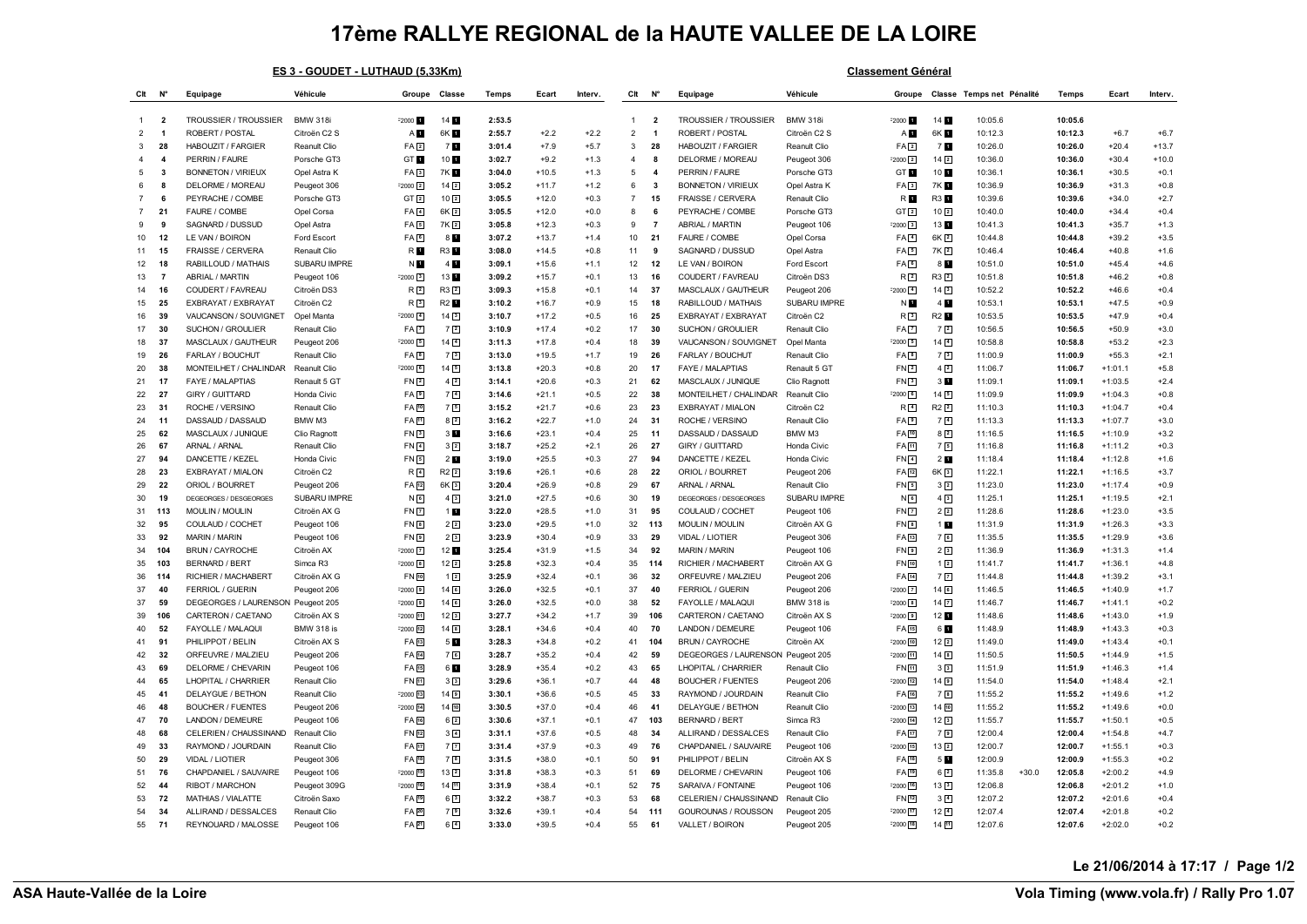# 17ème RALLYE REGIONAL de la HAUTE VALLEE DE LA LOIRE

## ES 3 - GOUDET - LUTHAUD (5,33Km)

| Clt | N° | Equipage | Véhicule | Groupe | Classe | Temps | Ecart | Interv. |
|---|---|---|---|---|---|---|---|---|
| 1 | 2 | TROUSSIER / TROUSSIER | BMW 318i | F2000 1 | 14 1 | 2:53.5 | | |
| 2 | 1 | ROBERT / POSTAL | Citroën C2 S | A 1 | 6K 1 | 2:55.7 | +2.2 | +2.2 |
| 3 | 28 | HABOUZIT / FARGIER | Reanult Clio | FA 2 | 7 1 | 3:01.4 | +7.9 | +5.7 |
| 4 | 4 | PERRIN / FAURE | Porsche GT3 | GT 1 | 10 1 | 3:02.7 | +9.2 | +1.3 |
| 5 | 3 | BONNETON / VIRIEUX | Opel Astra K | FA 3 | 7K 1 | 3:04.0 | +10.5 | +1.3 |
| 6 | 8 | DELORME / MOREAU | Peugeot 306 | F2000 2 | 14 2 | 3:05.2 | +11.7 | +1.2 |
| 7 | 6 | PEYRACHE / COMBE | Porsche GT3 | GT 2 | 10 2 | 3:05.5 | +12.0 | +0.3 |
| 7 | 21 | FAURE / COMBE | Opel Corsa | FA 4 | 6K 2 | 3:05.5 | +12.0 | +0.0 |
| 9 | 9 | SAGNARD / DUSSUD | Opel Astra | FA 5 | 7K 2 | 3:05.8 | +12.3 | +0.3 |
| 10 | 12 | LE VAN / BOIRON | Ford Escort | FA 6 | 8 1 | 3:07.2 | +13.7 | +1.4 |
| 11 | 15 | FRAISSE / CERVERA | Renault Clio | R 1 | R3 1 | 3:08.0 | +14.5 | +0.8 |
| 12 | 18 | RABILLOUD / MATHAIS | SUBARU IMPRE | N 1 | 4 1 | 3:09.1 | +15.6 | +1.1 |
| 13 | 7 | ABRIAL / MARTIN | Peugeot 106 | F2000 3 | 13 1 | 3:09.2 | +15.7 | +0.1 |
| 14 | 16 | COUDERT / FAVREAU | Citroën DS3 | R 2 | R3 2 | 3:09.3 | +15.8 | +0.1 |
| 15 | 25 | EXBRAYAT / EXBRAYAT | Citroën C2 | R 3 | R2 1 | 3:10.2 | +16.7 | +0.9 |
| 16 | 39 | VAUCANSON / SOUVIGNET | Opel Manta | F2000 4 | 14 3 | 3:10.7 | +17.2 | +0.5 |
| 17 | 30 | SUCHON / GROULIER | Renault Clio | FA 7 | 7 2 | 3:10.9 | +17.4 | +0.2 |
| 18 | 37 | MASCLAUX / GAUTHEUR | Peugeot 206 | F2000 5 | 14 4 | 3:11.3 | +17.8 | +0.4 |
| 19 | 26 | FARLAY / BOUCHUT | Renault Clio | FA 8 | 7 3 | 3:13.0 | +19.5 | +1.7 |
| 20 | 38 | MONTEILHET / CHALINDAR | Renault Clio | F2000 6 | 14 5 | 3:13.8 | +20.3 | +0.8 |
| 21 | 17 | FAYE / MALAPTIAS | Renault 5 GT | FN 2 | 4 2 | 3:14.1 | +20.6 | +0.3 |
| 22 | 27 | GIRY / GUITTARD | Honda Civic | FA 9 | 7 4 | 3:14.6 | +21.1 | +0.5 |
| 23 | 31 | ROCHE / VERSINO | Renault Clio | FA 10 | 7 5 | 3:15.2 | +21.7 | +0.6 |
| 24 | 11 | DASSAUD / DASSAUD | BMW M3 | FA 11 | 8 2 | 3:16.2 | +22.7 | +1.0 |
| 25 | 62 | MASCLAUX / JUNIQUE | Clio Ragnott | FN 3 | 3 1 | 3:16.6 | +23.1 | +0.4 |
| 26 | 67 | ARNAL / ARNAL | Renault Clio | FN 4 | 3 2 | 3:18.7 | +25.2 | +2.1 |
| 27 | 94 | DANCETTE / KEZEL | Honda Civic | FN 5 | 2 1 | 3:19.0 | +25.5 | +0.3 |
| 28 | 23 | EXBRAYAT / MIALON | Citroën C2 | R 4 | R2 2 | 3:19.6 | +26.1 | +0.6 |
| 29 | 22 | ORIOL / BOURRET | Peugeot 206 | FA 12 | 6K 3 | 3:20.4 | +26.9 | +0.8 |
| 30 | 19 | DEGEORGES / DESGEORGES | SUBARU IMPRE | N 6 | 4 3 | 3:21.0 | +27.5 | +0.6 |
| 31 | 113 | MOULIN / MOULIN | Citroën AX G | FN 7 | 1 1 | 3:22.0 | +28.5 | +1.0 |
| 32 | 95 | COULAUD / COCHET | Peugeot 106 | FN 8 | 2 2 | 3:23.0 | +29.5 | +1.0 |
| 33 | 92 | MARIN / MARIN | Peugeot 106 | FN 9 | 2 3 | 3:23.9 | +30.4 | +0.9 |
| 34 | 104 | BRUN / CAYROCHE | Citroën AX | F2000 7 | 12 1 | 3:25.4 | +31.9 | +1.5 |
| 35 | 103 | BERNARD / BERT | Simca R3 | F2000 8 | 12 2 | 3:25.8 | +32.3 | +0.4 |
| 36 | 114 | RICHIER / MACHABERT | Citroën AX G | FN 10 | 1 2 | 3:25.9 | +32.4 | +0.1 |
| 37 | 40 | FERRIOL / GUERIN | Peugeot 206 | F2000 9 | 14 6 | 3:26.0 | +32.5 | +0.1 |
| 37 | 59 | DEGEORGES / LAURENSON | Peugeot 205 | F2000 9 | 14 6 | 3:26.0 | +32.5 | +0.0 |
| 39 | 106 | CARTERON / CAETANO | Citroën AX S | F2000 11 | 12 3 | 3:27.7 | +34.2 | +1.7 |
| 40 | 52 | FAYOLLE / MALAQUI | BMW 318 is | F2000 12 | 14 8 | 3:28.1 | +34.6 | +0.4 |
| 41 | 91 | PHILIPPOT / BELIN | Citroën AX S | FA 13 | 5 1 | 3:28.3 | +34.8 | +0.2 |
| 42 | 32 | ORFEUVRE / MALZIEU | Peugeot 206 | FA 14 | 7 6 | 3:28.7 | +35.2 | +0.4 |
| 43 | 69 | DELORME / CHEVARIN | Peugeot 106 | FA 15 | 6 1 | 3:28.9 | +35.4 | +0.2 |
| 44 | 65 | LHOPITAL / CHARRIER | Renault Clio | FN 11 | 3 3 | 3:29.6 | +36.1 | +0.7 |
| 45 | 41 | DELAYGUE / BETHON | Reanult Clio | F2000 13 | 14 9 | 3:30.1 | +36.6 | +0.5 |
| 46 | 48 | BOUCHER / FUENTES | Peugeot 206 | F2000 14 | 14 10 | 3:30.5 | +37.0 | +0.4 |
| 47 | 70 | LANDON / DEMEURE | Peugeot 106 | FA 16 | 6 2 | 3:30.6 | +37.1 | +0.1 |
| 48 | 68 | CELERIEN / CHAUSSINAND | Renault Clio | FN 12 | 3 4 | 3:31.1 | +37.6 | +0.5 |
| 49 | 33 | RAYMOND / JOURDAIN | Renault Clio | FA 17 | 7 7 | 3:31.4 | +37.9 | +0.3 |
| 50 | 29 | VIDAL / LIOTIER | Peugeot 306 | FA 18 | 7 8 | 3:31.5 | +38.0 | +0.1 |
| 51 | 76 | CHAPDANIEL / SAUVAIRE | Peugeot 106 | F2000 15 | 13 2 | 3:31.8 | +38.3 | +0.3 |
| 52 | 44 | RIBOT / MARCHON | Peugeot 309G | F2000 16 | 14 11 | 3:31.9 | +38.4 | +0.1 |
| 53 | 72 | MATHIAS / VIALATTE | Citroën Saxo | FA 19 | 6 3 | 3:32.2 | +38.7 | +0.3 |
| 54 | 34 | ALLIRAND / DESSALCES | Renault Clio | FA 20 | 7 9 | 3:32.6 | +39.1 | +0.4 |
| 55 | 71 | REYNOUARD / MALOSSE | Peugeot 106 | FA 21 | 6 4 | 3:33.0 | +39.5 | +0.4 |

## Classement Général

| Clt | N° | Equipage | Véhicule | Groupe | Classe | Temps net | Pénalité | Temps | Ecart | Interv. |
|---|---|---|---|---|---|---|---|---|---|---|
| 1 | 2 | TROUSSIER / TROUSSIER | BMW 318i | F2000 1 | 14 1 | 10:05.6 | | 10:05.6 | | |
| 2 | 1 | ROBERT / POSTAL | Citroën C2 S | A 1 | 6K 1 | 10:12.3 | | 10:12.3 | +6.7 | +6.7 |
| 3 | 28 | HABOUZIT / FARGIER | Reanult Clio | FA 2 | 7 1 | 10:26.0 | | 10:26.0 | +20.4 | +13.7 |
| 4 | 8 | DELORME / MOREAU | Peugeot 306 | F2000 2 | 14 2 | 10:36.0 | | 10:36.0 | +30.4 | +10.0 |
| 5 | 4 | PERRIN / FAURE | Porsche GT3 | GT 1 | 10 1 | 10:36.1 | | 10:36.1 | +30.5 | +0.1 |
| 6 | 3 | BONNETON / VIRIEUX | Opel Astra K | FA 3 | 7K 1 | 10:36.9 | | 10:36.9 | +31.3 | +0.8 |
| 7 | 15 | FRAISSE / CERVERA | Renault Clio | R 1 | R3 1 | 10:39.6 | | 10:39.6 | +34.0 | +2.7 |
| 8 | 6 | PEYRACHE / COMBE | Porsche GT3 | GT 2 | 10 2 | 10:40.0 | | 10:40.0 | +34.4 | +0.4 |
| 9 | 7 | ABRIAL / MARTIN | Peugeot 106 | F2000 3 | 13 1 | 10:41.3 | | 10:41.3 | +35.7 | +1.3 |
| 10 | 21 | FAURE / COMBE | Opel Corsa | FA 4 | 6K 2 | 10:44.8 | | 10:44.8 | +39.2 | +3.5 |
| 11 | 9 | SAGNARD / DUSSUD | Opel Astra | FA 5 | 7K 2 | 10:46.4 | | 10:46.4 | +40.8 | +1.6 |
| 12 | 12 | LE VAN / BOIRON | Ford Escort | FA 6 | 8 1 | 10:51.0 | | 10:51.0 | +45.4 | +4.6 |
| 13 | 16 | COUDERT / FAVREAU | Citroën DS3 | R 2 | R3 2 | 10:51.8 | | 10:51.8 | +46.2 | +0.8 |
| 14 | 37 | MASCLAUX / GAUTHEUR | Peugeot 206 | F2000 4 | 14 3 | 10:52.2 | | 10:52.2 | +46.6 | +0.4 |
| 15 | 18 | RABILLOUD / MATHAIS | SUBARU IMPRE | N 1 | 4 1 | 10:53.1 | | 10:53.1 | +47.5 | +0.9 |
| 16 | 25 | EXBRAYAT / EXBRAYAT | Citroën C2 | R 3 | R2 1 | 10:53.5 | | 10:53.5 | +47.9 | +0.4 |
| 17 | 30 | SUCHON / GROULIER | Renault Clio | FA 7 | 7 2 | 10:56.5 | | 10:56.5 | +50.9 | +3.0 |
| 18 | 39 | VAUCANSON / SOUVIGNET | Opel Manta | F2000 5 | 14 4 | 10:58.8 | | 10:58.8 | +53.2 | +2.3 |
| 19 | 26 | FARLAY / BOUCHUT | Renault Clio | FA 8 | 7 3 | 11:00.9 | | 11:00.9 | +55.3 | +2.1 |
| 20 | 17 | FAYE / MALAPTIAS | Renault 5 GT | FN 2 | 4 2 | 11:06.7 | | 11:06.7 | +1:01.1 | +5.8 |
| 21 | 62 | MASCLAUX / JUNIQUE | Clio Ragnott | FN 3 | 3 1 | 11:09.1 | | 11:09.1 | +1:03.5 | +2.4 |
| 22 | 38 | MONTEILHET / CHALINDAR | Renault Clio | F2000 6 | 14 5 | 11:09.9 | | 11:09.9 | +1:04.3 | +0.8 |
| 23 | 23 | EXBRAYAT / MIALON | Citroën C2 | R 4 | R2 2 | 11:10.3 | | 11:10.3 | +1:04.7 | +0.4 |
| 24 | 31 | ROCHE / VERSINO | Renault Clio | FA 9 | 7 4 | 11:13.3 | | 11:13.3 | +1:07.7 | +3.0 |
| 25 | 11 | DASSAUD / DASSAUD | BMW M3 | FA 10 | 8 2 | 11:16.5 | | 11:16.5 | +1:10.9 | +3.2 |
| 26 | 27 | GIRY / GUITTARD | Honda Civic | FA 11 | 7 5 | 11:16.8 | | 11:16.8 | +1:11.2 | +0.3 |
| 27 | 94 | DANCETTE / KEZEL | Honda Civic | FN 4 | 2 1 | 11:18.4 | | 11:18.4 | +1:12.8 | +1.6 |
| 28 | 22 | ORIOL / BOURRET | Peugeot 206 | FA 12 | 6K 3 | 11:22.1 | | 11:22.1 | +1:16.5 | +3.7 |
| 29 | 67 | ARNAL / ARNAL | Renault Clio | FN 5 | 3 2 | 11:23.0 | | 11:23.0 | +1:17.4 | +0.9 |
| 30 | 19 | DEGEORGES / DESGEORGES | SUBARU IMPRE | N 6 | 4 3 | 11:25.1 | | 11:25.1 | +1:19.5 | +2.1 |
| 31 | 95 | COULAUD / COCHET | Peugeot 106 | FN 7 | 2 2 | 11:28.6 | | 11:28.6 | +1:23.0 | +3.5 |
| 32 | 113 | MOULIN / MOULIN | Citroën AX G | FN 8 | 1 1 | 11:31.9 | | 11:31.9 | +1:26.3 | +3.3 |
| 33 | 29 | VIDAL / LIOTIER | Peugeot 306 | FA 13 | 7 6 | 11:35.5 | | 11:35.5 | +1:29.9 | +3.6 |
| 34 | 92 | MARIN / MARIN | Peugeot 106 | FN 9 | 2 3 | 11:36.9 | | 11:36.9 | +1:31.3 | +1.4 |
| 35 | 114 | RICHIER / MACHABERT | Citroën AX G | FN 10 | 1 2 | 11:41.7 | | 11:41.7 | +1:36.1 | +4.8 |
| 36 | 32 | ORFEUVRE / MALZIEU | Peugeot 206 | FA 14 | 7 7 | 11:44.8 | | 11:44.8 | +1:39.2 | +3.1 |
| 37 | 40 | FERRIOL / GUERIN | Peugeot 206 | F2000 7 | 14 6 | 11:46.5 | | 11:46.5 | +1:40.9 | +1.7 |
| 38 | 52 | FAYOLLE / MALAQUI | BMW 318 is | F2000 8 | 14 7 | 11:46.7 | | 11:46.7 | +1:41.1 | +0.2 |
| 39 | 106 | CARTERON / CAETANO | Citroën AX S | F2000 9 | 12 1 | 11:48.6 | | 11:48.6 | +1:43.0 | +1.9 |
| 40 | 70 | LANDON / DEMEURE | Peugeot 106 | FA 15 | 6 1 | 11:48.9 | | 11:48.9 | +1:43.3 | +0.3 |
| 41 | 104 | BRUN / CAYROCHE | Citroën AX | F2000 10 | 12 2 | 11:49.0 | | 11:49.0 | +1:43.4 | +0.1 |
| 42 | 59 | DEGEORGES / LAURENSON | Peugeot 205 | F2000 11 | 14 8 | 11:50.5 | | 11:50.5 | +1:44.9 | +1.5 |
| 43 | 65 | LHOPITAL / CHARRIER | Renault Clio | FN 11 | 3 3 | 11:51.9 | | 11:51.9 | +1:46.3 | +1.4 |
| 44 | 48 | BOUCHER / FUENTES | Peugeot 206 | F2000 12 | 14 9 | 11:54.0 | | 11:54.0 | +1:48.4 | +2.1 |
| 45 | 33 | RAYMOND / JOURDAIN | Renault Clio | FA 16 | 7 8 | 11:55.2 | | 11:55.2 | +1:49.6 | +1.2 |
| 46 | 41 | DELAYGUE / BETHON | Reanult Clio | F2000 13 | 14 10 | 11:55.2 | | 11:55.2 | +1:49.6 | +0.0 |
| 47 | 103 | BERNARD / BERT | Simca R3 | F2000 14 | 12 3 | 11:55.7 | | 11:55.7 | +1:50.1 | +0.5 |
| 48 | 34 | ALLIRAND / DESSALCES | Renault Clio | FA 17 | 7 9 | 12:00.4 | | 12:00.4 | +1:54.8 | +4.7 |
| 49 | 76 | CHAPDANIEL / SAUVAIRE | Peugeot 106 | F2000 15 | 13 2 | 12:00.7 | | 12:00.7 | +1:55.1 | +0.3 |
| 50 | 91 | PHILIPPOT / BELIN | Citroën AX S | FA 18 | 5 1 | 12:00.9 | | 12:00.9 | +1:55.3 | +0.2 |
| 51 | 69 | DELORME / CHEVARIN | Peugeot 106 | FA 19 | 6 2 | 11:35.8 | +30.0 | 12:05.8 | +2:00.2 | +4.9 |
| 52 | 75 | SARAIVA / FONTAINE | Peugeot 106 | F2000 16 | 13 3 | 12:06.8 | | 12:06.8 | +2:01.2 | +1.0 |
| 53 | 68 | CELERIEN / CHAUSSINAND | Renault Clio | FN 12 | 3 4 | 12:07.2 | | 12:07.2 | +2:01.6 | +0.4 |
| 54 | 111 | GOUROUNAS / ROUSSON | Peugeot 205 | F2000 17 | 12 4 | 12:07.4 | | 12:07.4 | +2:01.8 | +0.2 |
| 55 | 61 | VALLET / BOIRON | Peugeot 205 | F2000 18 | 14 11 | 12:07.6 | | 12:07.6 | +2:02.0 | +0.2 |

Le 21/06/2014 à 17:17

ASA Haute-Vallée de la Loire

Vola Timing (www.vola.fr) / Rally Pro 1.07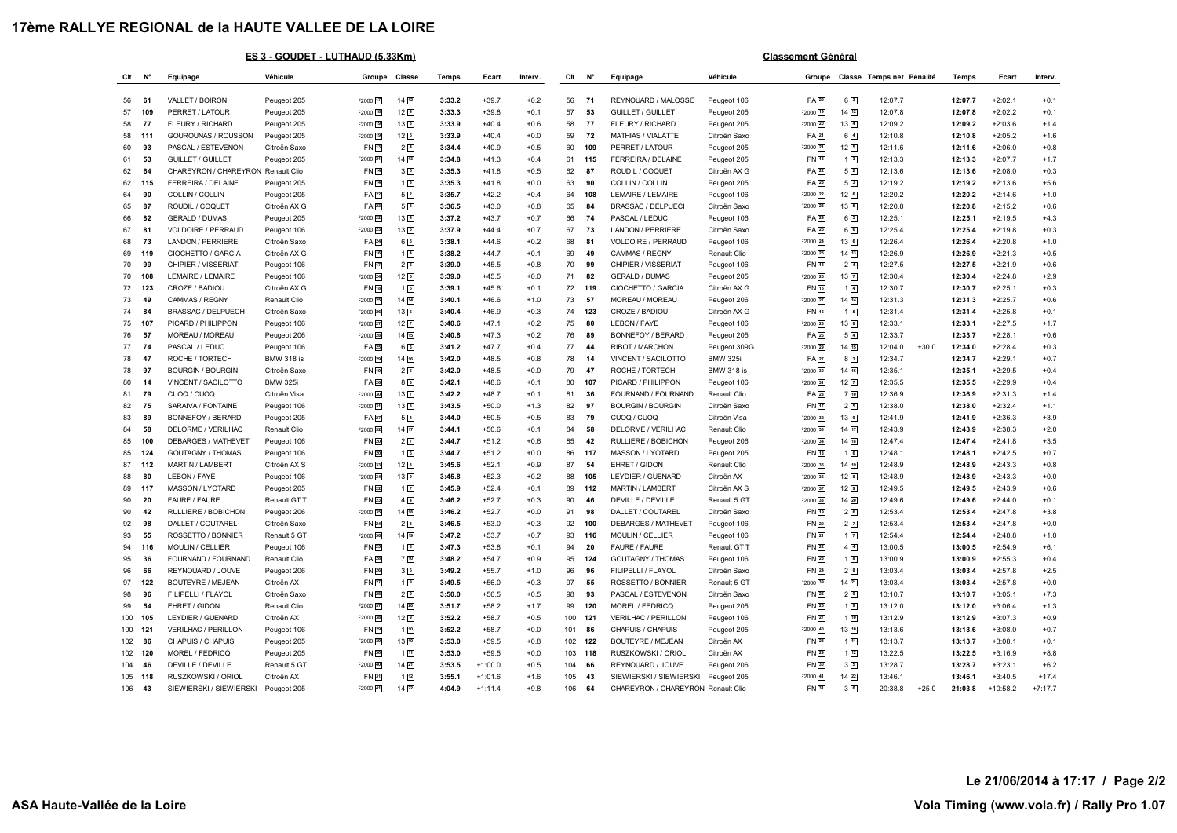# 17ème RALLYE REGIONAL de la HAUTE VALLEE DE LA LOIRE

## ES 3 - GOUDET - LUTHAUD (5,33Km)

| Clt | N° | Equipage | Véhicule | Groupe | Classe | Temps | Ecart | Interv. |
|---|---|---|---|---|---|---|---|---|
| 56 | 61 | VALLET / BOIRON | Peugeot 205 | F2000 17 | 14 12 | 3:33.2 | +39.7 | +0.2 |
| 57 | 109 | PERRET / LATOUR | Peugeot 205 | F2000 18 | 12 4 | 3:33.3 | +39.8 | +0.1 |
| 58 | 77 | FLEURY / RICHARD | Peugeot 205 | F2000 19 | 13 2 | 3:33.9 | +40.4 | +0.6 |
| 58 | 111 | GOUROUNAS / ROUSSON | Peugeot 205 | F2000 19 | 12 5 | 3:33.9 | +40.4 | +0.0 |
| 60 | 93 | PASCAL / ESTEVENON | Citroën Saxo | FN 13 | 2 4 | 3:34.4 | +40.9 | +0.5 |
| 61 | 53 | GUILLET / GUILLET | Peugeot 205 | F2000 21 | 14 13 | 3:34.8 | +41.3 | +0.4 |
| 62 | 64 | CHAREYRON / CHAREYRON | Renault Clio | FN 14 | 3 5 | 3:35.3 | +41.8 | +0.5 |
| 62 | 115 | FERREIRA / DELAINE | Peugeot 205 | FN 14 | 1 3 | 3:35.3 | +41.8 | +0.0 |
| 64 | 90 | COLLIN / COLLIN | Peugeot 205 | FA 22 | 5 2 | 3:35.7 | +42.2 | +0.4 |
| 65 | 87 | ROUDIL / COQUET | Citroën AX G | FA 23 | 5 3 | 3:36.5 | +43.0 | +0.8 |
| 66 | 82 | GERALD / DUMAS | Peugeot 205 | F2000 22 | 13 4 | 3:37.2 | +43.7 | +0.7 |
| 67 | 81 | VOLDOIRE / PERRAUD | Peugeot 106 | F2000 23 | 13 5 | 3:37.9 | +44.4 | +0.7 |
| 68 | 73 | LANDON / PERRIERE | Citroën Saxo | FA 24 | 6 5 | 3:38.1 | +44.6 | +0.2 |
| 69 | 119 | CIOCHETTO / GARCIA | Citroën AX G | FN 16 | 1 4 | 3:38.2 | +44.7 | +0.1 |
| 70 | 99 | CHIPIER / VISSERIAT | Peugeot 106 | FN 17 | 2 5 | 3:39.0 | +45.5 | +0.8 |
| 70 | 108 | LEMAIRE / LEMAIRE | Peugeot 106 | F2000 24 | 12 6 | 3:39.0 | +45.5 | +0.0 |
| 72 | 123 | CROZE / BADIOU | Citroën AX G | FN 18 | 1 5 | 3:39.1 | +45.6 | +0.1 |
| 73 | 49 | CAMMAS / REGNY | Renault Clio | F2000 25 | 14 14 | 3:40.1 | +46.6 | +1.0 |
| 74 | 84 | BRASSAC / DELPUECH | Citroën Saxo | F2000 26 | 13 6 | 3:40.4 | +46.9 | +0.3 |
| 75 | 107 | PICARD / PHILIPPON | Peugeot 106 | F2000 27 | 12 7 | 3:40.6 | +47.1 | +0.2 |
| 76 | 57 | MOREAU / MOREAU | Peugeot 206 | F2000 28 | 14 15 | 3:40.8 | +47.3 | +0.2 |
| 77 | 74 | PASCAL / LEDUC | Peugeot 106 | FA 25 | 6 6 | 3:41.2 | +47.7 | +0.4 |
| 78 | 47 | ROCHE / TORTECH | BMW 318 is | F2000 29 | 14 16 | 3:42.0 | +48.5 | +0.8 |
| 78 | 97 | BOURGIN / BOURGIN | Citroën Saxo | FN 19 | 2 6 | 3:42.0 | +48.5 | +0.0 |
| 80 | 14 | VINCENT / SACILOTTO | BMW 325i | FA 26 | 8 3 | 3:42.1 | +48.6 | +0.1 |
| 81 | 79 | CUOQ / CUOQ | Citroën Visa | F2000 30 | 13 7 | 3:42.2 | +48.7 | +0.1 |
| 82 | 75 | SARAIVA / FONTAINE | Peugeot 106 | F2000 31 | 13 8 | 3:43.5 | +50.0 | +1.3 |
| 83 | 89 | BONNEFOY / BERARD | Peugeot 205 | FA 27 | 5 4 | 3:44.0 | +50.5 | +0.5 |
| 84 | 58 | DELORME / VERILHAC | Renault Clio | F2000 32 | 14 17 | 3:44.1 | +50.6 | +0.1 |
| 85 | 100 | DEBARGES / MATHEVET | Peugeot 106 | FN 20 | 2 7 | 3:44.7 | +51.2 | +0.6 |
| 85 | 124 | GOUTAGNY / THOMAS | Peugeot 106 | FN 20 | 1 6 | 3:44.7 | +51.2 | +0.0 |
| 87 | 112 | MARTIN / LAMBERT | Citroën AX S | F2000 33 | 12 8 | 3:45.6 | +52.1 | +0.9 |
| 88 | 80 | LEBON / FAYE | Peugeot 106 | F2000 34 | 13 9 | 3:45.8 | +52.3 | +0.2 |
| 89 | 117 | MASSON / LYOTARD | Peugeot 205 | FN 22 | 1 7 | 3:45.9 | +52.4 | +0.1 |
| 90 | 20 | FAURE / FAURE | Renault GT T | FN 23 | 4 4 | 3:46.2 | +52.7 | +0.3 |
| 90 | 42 | RULLIERE / BOBICHON | Peugeot 206 | F2000 35 | 14 18 | 3:46.2 | +52.7 | +0.0 |
| 92 | 98 | DALLET / COUTAREL | Citroën Saxo | FN 24 | 2 8 | 3:46.5 | +53.0 | +0.3 |
| 93 | 55 | ROSSETTO / BONNIER | Renault 5 GT | F2000 36 | 14 19 | 3:47.2 | +53.7 | +0.7 |
| 94 | 116 | MOULIN / CELLIER | Peugeot 106 | FN 25 | 1 8 | 3:47.3 | +53.8 | +0.1 |
| 95 | 36 | FOURNAND / FOURNAND | Renault Clio | FA 28 | 7 10 | 3:48.2 | +54.7 | +0.9 |
| 96 | 66 | REYNOUARD / JOUVE | Peugeot 206 | FN 26 | 3 6 | 3:49.2 | +55.7 | +1.0 |
| 97 | 122 | BOUTEYRE / MEJEAN | Citroën AX | FN 27 | 1 9 | 3:49.5 | +56.0 | +0.3 |
| 98 | 96 | FILIPELLI / FLAYOL | Citroën Saxo | FN 28 | 2 9 | 3:50.0 | +56.5 | +0.5 |
| 99 | 54 | EHRET / GIDON | Renault Clio | F2000 37 | 14 20 | 3:51.7 | +58.2 | +1.7 |
| 100 | 105 | LEYDIER / GUENARD | Citroën AX | F2000 38 | 12 9 | 3:52.2 | +58.7 | +0.5 |
| 100 | 121 | VERILHAC / PERILLON | Peugeot 106 | FN 29 | 1 10 | 3:52.2 | +58.7 | +0.0 |
| 102 | 86 | CHAPUIS / CHAPUIS | Peugeot 205 | F2000 39 | 13 10 | 3:53.0 | +59.5 | +0.8 |
| 102 | 120 | MOREL / FEDRICQ | Peugeot 205 | FN 30 | 1 11 | 3:53.0 | +59.5 | +0.0 |
| 104 | 46 | DEVILLE / DEVILLE | Renault 5 GT | F2000 40 | 14 21 | 3:53.5 | +1:00.0 | +0.5 |
| 105 | 118 | RUSZKOWSKI / ORIOL | Citroën AX | FN 31 | 1 12 | 3:55.1 | +1:01.6 | +1.6 |
| 106 | 43 | SIEWIERSKI / SIEWIERSKI | Peugeot 205 | F2000 41 | 14 22 | 4:04.9 | +1:11.4 | +9.8 |

## Classement Général

| Clt | N° | Equipage | Véhicule | Groupe | Classe | Temps net | Pénalité | Temps | Ecart | Interv. |
|---|---|---|---|---|---|---|---|---|---|---|
| 56 | 71 | REYNOUARD / MALOSSE | Peugeot 106 | FA 20 | 6 3 | 12:07.7 | | 12:07.7 | +2:02.1 | +0.1 |
| 57 | 53 | GUILLET / GUILLET | Peugeot 205 | F2000 19 | 14 12 | 12:07.8 | | 12:07.8 | +2:02.2 | +0.1 |
| 58 | 77 | FLEURY / RICHARD | Peugeot 205 | F2000 20 | 13 4 | 12:09.2 | | 12:09.2 | +2:03.6 | +1.4 |
| 59 | 72 | MATHIAS / VIALATTE | Citroën Saxo | FA 21 | 6 4 | 12:10.8 | | 12:10.8 | +2:05.2 | +1.6 |
| 60 | 109 | PERRET / LATOUR | Peugeot 205 | F2000 21 | 12 5 | 12:11.6 | | 12:11.6 | +2:06.0 | +0.8 |
| 61 | 115 | FERREIRA / DELAINE | Peugeot 205 | FN 13 | 1 3 | 12:13.3 | | 12:13.3 | +2:07.7 | +1.7 |
| 62 | 87 | ROUDIL / COQUET | Citroën AX G | FA 22 | 5 2 | 12:13.6 | | 12:13.6 | +2:08.0 | +0.3 |
| 63 | 90 | COLLIN / COLLIN | Peugeot 205 | FA 23 | 5 3 | 12:19.2 | | 12:19.2 | +2:13.6 | +5.6 |
| 64 | 108 | LEMAIRE / LEMAIRE | Peugeot 106 | F2000 22 | 12 6 | 12:20.2 | | 12:20.2 | +2:14.6 | +1.0 |
| 65 | 84 | BRASSAC / DELPUECH | Citroën Saxo | F2000 23 | 13 5 | 12:20.8 | | 12:20.8 | +2:15.2 | +0.6 |
| 66 | 74 | PASCAL / LEDUC | Peugeot 106 | FA 24 | 6 5 | 12:25.1 | | 12:25.1 | +2:19.5 | +4.3 |
| 67 | 73 | LANDON / PERRIERE | Citroën Saxo | FA 25 | 6 6 | 12:25.4 | | 12:25.4 | +2:19.8 | +0.3 |
| 68 | 81 | VOLDOIRE / PERRAUD | Peugeot 106 | F2000 24 | 13 6 | 12:26.4 | | 12:26.4 | +2:20.8 | +1.0 |
| 69 | 49 | CAMMAS / REGNY | Renault Clio | F2000 25 | 14 13 | 12:26.9 | | 12:26.9 | +2:21.3 | +0.5 |
| 70 | 99 | CHIPIER / VISSERIAT | Peugeot 106 | FN 14 | 2 4 | 12:27.5 | | 12:27.5 | +2:21.9 | +0.6 |
| 71 | 82 | GERALD / DUMAS | Peugeot 205 | F2000 26 | 13 7 | 12:30.4 | | 12:30.4 | +2:24.8 | +2.9 |
| 72 | 119 | CIOCHETTO / GARCIA | Citroën AX G | FN 15 | 1 4 | 12:30.7 | | 12:30.7 | +2:25.1 | +0.3 |
| 73 | 57 | MOREAU / MOREAU | Peugeot 206 | F2000 27 | 14 14 | 12:31.3 | | 12:31.3 | +2:25.7 | +0.6 |
| 74 | 123 | CROZE / BADIOU | Citroën AX G | FN 16 | 1 5 | 12:31.4 | | 12:31.4 | +2:25.8 | +0.1 |
| 75 | 80 | LEBON / FAYE | Peugeot 106 | F2000 28 | 13 8 | 12:33.1 | | 12:33.1 | +2:27.5 | +1.7 |
| 76 | 89 | BONNEFOY / BERARD | Peugeot 205 | FA 26 | 5 4 | 12:33.7 | | 12:33.7 | +2:28.1 | +0.6 |
| 77 | 44 | RIBOT / MARCHON | Peugeot 309G | F2000 29 | 14 15 | 12:04.0 | +30.0 | 12:34.0 | +2:28.4 | +0.3 |
| 78 | 14 | VINCENT / SACILOTTO | BMW 325i | FA 27 | 8 3 | 12:34.7 | | 12:34.7 | +2:29.1 | +0.7 |
| 79 | 47 | ROCHE / TORTECH | BMW 318 is | F2000 30 | 14 16 | 12:35.1 | | 12:35.1 | +2:29.5 | +0.4 |
| 80 | 107 | PICARD / PHILIPPON | Peugeot 106 | F2000 31 | 12 7 | 12:35.5 | | 12:35.5 | +2:29.9 | +0.4 |
| 81 | 36 | FOURNAND / FOURNAND | Renault Clio | FA 28 | 7 10 | 12:36.9 | | 12:36.9 | +2:31.3 | +1.4 |
| 82 | 97 | BOURGIN / BOURGIN | Citroën Saxo | FN 17 | 2 5 | 12:38.0 | | 12:38.0 | +2:32.4 | +1.1 |
| 83 | 79 | CUOQ / CUOQ | Citroën Visa | F2000 32 | 13 9 | 12:41.9 | | 12:41.9 | +2:36.3 | +3.9 |
| 84 | 58 | DELORME / VERILHAC | Renault Clio | F2000 33 | 14 17 | 12:43.9 | | 12:43.9 | +2:38.3 | +2.0 |
| 85 | 42 | RULLIERE / BOBICHON | Peugeot 206 | F2000 34 | 14 18 | 12:47.4 | | 12:47.4 | +2:41.8 | +3.5 |
| 86 | 117 | MASSON / LYOTARD | Peugeot 205 | FN 18 | 1 6 | 12:48.1 | | 12:48.1 | +2:42.5 | +0.7 |
| 87 | 54 | EHRET / GIDON | Renault Clio | F2000 35 | 14 19 | 12:48.9 | | 12:48.9 | +2:43.3 | +0.8 |
| 88 | 105 | LEYDIER / GUENARD | Citroën AX | F2000 36 | 12 8 | 12:48.9 | | 12:48.9 | +2:43.3 | +0.0 |
| 89 | 112 | MARTIN / LAMBERT | Citroën AX S | F2000 37 | 12 9 | 12:49.5 | | 12:49.5 | +2:43.9 | +0.6 |
| 90 | 46 | DEVILLE / DEVILLE | Renault 5 GT | F2000 38 | 14 20 | 12:49.6 | | 12:49.6 | +2:44.0 | +0.1 |
| 91 | 98 | DALLET / COUTAREL | Citroën Saxo | FN 19 | 2 6 | 12:53.4 | | 12:53.4 | +2:47.8 | +3.8 |
| 92 | 100 | DEBARGES / MATHEVET | Peugeot 106 | FN 20 | 2 7 | 12:53.4 | | 12:53.4 | +2:47.8 | +0.0 |
| 93 | 116 | MOULIN / CELLIER | Peugeot 106 | FN 21 | 1 7 | 12:54.4 | | 12:54.4 | +2:48.8 | +1.0 |
| 94 | 20 | FAURE / FAURE | Renault GT T | FN 22 | 4 4 | 13:00.5 | | 13:00.5 | +2:54.9 | +6.1 |
| 95 | 124 | GOUTAGNY / THOMAS | Peugeot 106 | FN 23 | 1 8 | 13:00.9 | | 13:00.9 | +2:55.3 | +0.4 |
| 96 | 96 | FILIPELLI / FLAYOL | Citroën Saxo | FN 24 | 2 8 | 13:03.4 | | 13:03.4 | +2:57.8 | +2.5 |
| 97 | 55 | ROSSETTO / BONNIER | Renault 5 GT | F2000 39 | 14 21 | 13:03.4 | | 13:03.4 | +2:57.8 | +0.0 |
| 98 | 93 | PASCAL / ESTEVENON | Citroën Saxo | FN 25 | 2 9 | 13:10.7 | | 13:10.7 | +3:05.1 | +7.3 |
| 99 | 120 | MOREL / FEDRICQ | Peugeot 205 | FN 26 | 1 9 | 13:12.0 | | 13:12.0 | +3:06.4 | +1.3 |
| 100 | 121 | VERILHAC / PERILLON | Peugeot 106 | FN 27 | 1 10 | 13:12.9 | | 13:12.9 | +3:07.3 | +0.9 |
| 101 | 86 | CHAPUIS / CHAPUIS | Peugeot 205 | F2000 40 | 13 10 | 13:13.6 | | 13:13.6 | +3:08.0 | +0.7 |
| 102 | 122 | BOUTEYRE / MEJEAN | Citroën AX | FN 28 | 1 11 | 13:13.7 | | 13:13.7 | +3:08.1 | +0.1 |
| 103 | 118 | RUSZKOWSKI / ORIOL | Citroën AX | FN 29 | 1 12 | 13:22.5 | | 13:22.5 | +3:16.9 | +8.8 |
| 104 | 66 | REYNOUARD / JOUVE | Peugeot 206 | FN 30 | 3 5 | 13:28.7 | | 13:28.7 | +3:23.1 | +6.2 |
| 105 | 43 | SIEWIERSKI / SIEWIERSKI | Peugeot 205 | F2000 41 | 14 22 | 13:46.1 | | 13:46.1 | +3:40.5 | +17.4 |
| 106 | 64 | CHAREYRON / CHAREYRON | Renault Clio | FN 31 | 3 6 | 20:38.8 | +25.0 | 21:03.8 | +10:58.2 | +7:17.7 |

Le 21/06/2014 à 17:17

ASA Haute-Vallée de la Loire

Vola Timing (www.vola.fr) / Rally Pro 1.07